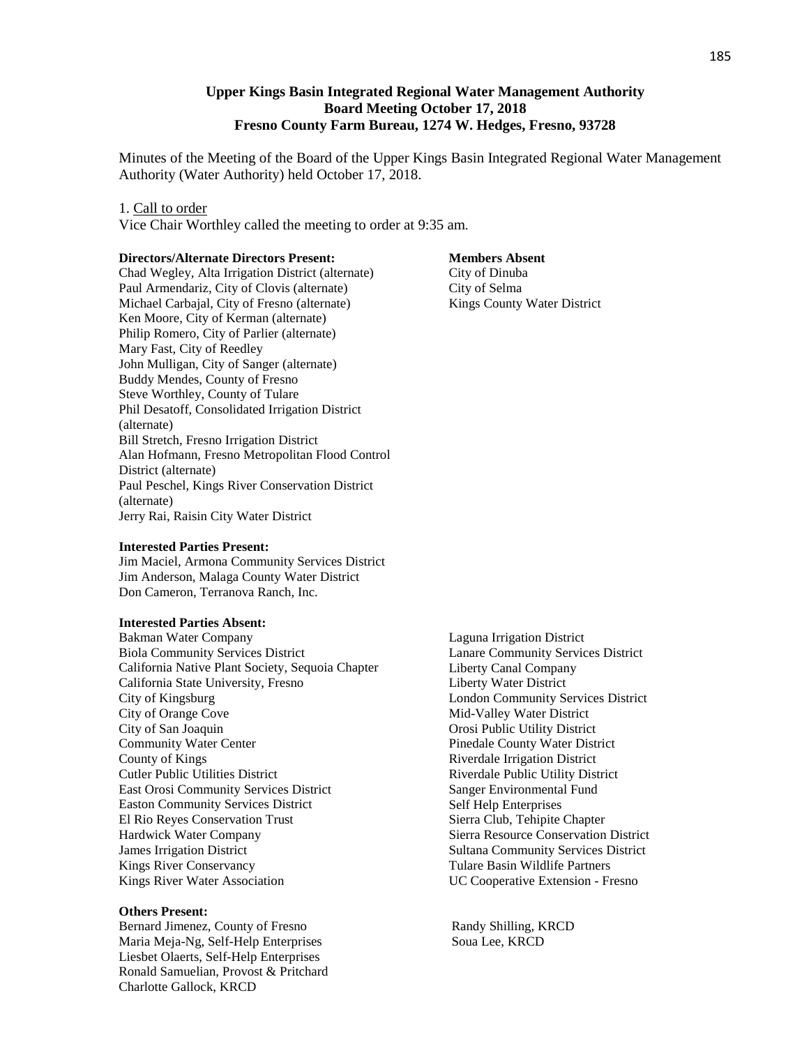**Upper Kings Basin Integrated Regional Water Management Authority**
**Board Meeting October 17, 2018**
**Fresno County Farm Bureau, 1274 W. Hedges, Fresno, 93728**

Minutes of the Meeting of the Board of the Upper Kings Basin Integrated Regional Water Management Authority (Water Authority) held October 17, 2018.

1. Call to order

Vice Chair Worthley called the meeting to order at 9:35 am.

**Directors/Alternate Directors Present:**

Chad Wegley, Alta Irrigation District (alternate)
Paul Armendariz, City of Clovis (alternate)
Michael Carbajal, City of Fresno (alternate)
Ken Moore, City of Kerman (alternate)
Philip Romero, City of Parlier (alternate)
Mary Fast, City of Reedley
John Mulligan, City of Sanger (alternate)
Buddy Mendes, County of Fresno
Steve Worthley, County of Tulare
Phil Desatoff, Consolidated Irrigation District (alternate)
Bill Stretch, Fresno Irrigation District
Alan Hofmann, Fresno Metropolitan Flood Control District (alternate)
Paul Peschel, Kings River Conservation District (alternate)
Jerry Rai, Raisin City Water District

**Members Absent**

City of Dinuba
City of Selma
Kings County Water District

**Interested Parties Present:**

Jim Maciel, Armona Community Services District
Jim Anderson, Malaga County Water District
Don Cameron, Terranova Ranch, Inc.

**Interested Parties Absent:**

Bakman Water Company
Biola Community Services District
California Native Plant Society, Sequoia Chapter
California State University, Fresno
City of Kingsburg
City of Orange Cove
City of San Joaquin
Community Water Center
County of Kings
Cutler Public Utilities District
East Orosi Community Services District
Easton Community Services District
El Rio Reyes Conservation Trust
Hardwick Water Company
James Irrigation District
Kings River Conservancy
Kings River Water Association
Laguna Irrigation District
Lanare Community Services District
Liberty Canal Company
Liberty Water District
London Community Services District
Mid-Valley Water District
Orosi Public Utility District
Pinedale County Water District
Riverdale Irrigation District
Riverdale Public Utility District
Sanger Environmental Fund
Self Help Enterprises
Sierra Club, Tehipite Chapter
Sierra Resource Conservation District
Sultana Community Services District
Tulare Basin Wildlife Partners
UC Cooperative Extension - Fresno

**Others Present:**

Bernard Jimenez, County of Fresno
Maria Meja-Ng, Self-Help Enterprises
Liesbet Olaerts, Self-Help Enterprises
Ronald Samuelian, Provost & Pritchard
Charlotte Gallock, KRCD
Randy Shilling, KRCD
Soua Lee, KRCD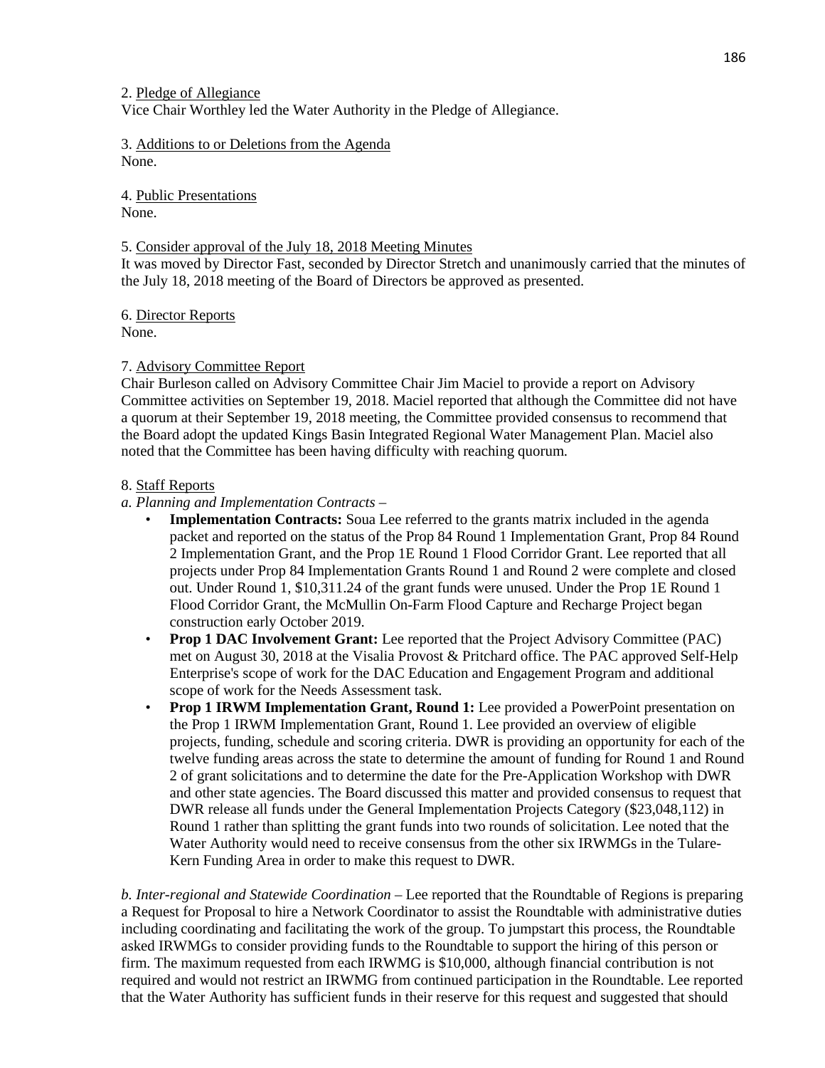2. Pledge of Allegiance

Vice Chair Worthley led the Water Authority in the Pledge of Allegiance.

3. Additions to or Deletions from the Agenda

None.

4. Public Presentations

None.

5. Consider approval of the July 18, 2018 Meeting Minutes

It was moved by Director Fast, seconded by Director Stretch and unanimously carried that the minutes of the July 18, 2018 meeting of the Board of Directors be approved as presented.

6. Director Reports

None.

7. Advisory Committee Report

Chair Burleson called on Advisory Committee Chair Jim Maciel to provide a report on Advisory Committee activities on September 19, 2018. Maciel reported that although the Committee did not have a quorum at their September 19, 2018 meeting, the Committee provided consensus to recommend that the Board adopt the updated Kings Basin Integrated Regional Water Management Plan. Maciel also noted that the Committee has been having difficulty with reaching quorum.

8. Staff Reports

*a. Planning and Implementation Contracts* –

- **Implementation Contracts:** Soua Lee referred to the grants matrix included in the agenda packet and reported on the status of the Prop 84 Round 1 Implementation Grant, Prop 84 Round 2 Implementation Grant, and the Prop 1E Round 1 Flood Corridor Grant. Lee reported that all projects under Prop 84 Implementation Grants Round 1 and Round 2 were complete and closed out. Under Round 1, $10,311.24 of the grant funds were unused. Under the Prop 1E Round 1 Flood Corridor Grant, the McMullin On-Farm Flood Capture and Recharge Project began construction early October 2019.
- **Prop 1 DAC Involvement Grant:** Lee reported that the Project Advisory Committee (PAC) met on August 30, 2018 at the Visalia Provost & Pritchard office. The PAC approved Self-Help Enterprise's scope of work for the DAC Education and Engagement Program and additional scope of work for the Needs Assessment task.
- **Prop 1 IRWM Implementation Grant, Round 1:** Lee provided a PowerPoint presentation on the Prop 1 IRWM Implementation Grant, Round 1. Lee provided an overview of eligible projects, funding, schedule and scoring criteria. DWR is providing an opportunity for each of the twelve funding areas across the state to determine the amount of funding for Round 1 and Round 2 of grant solicitations and to determine the date for the Pre-Application Workshop with DWR and other state agencies. The Board discussed this matter and provided consensus to request that DWR release all funds under the General Implementation Projects Category ($23,048,112) in Round 1 rather than splitting the grant funds into two rounds of solicitation. Lee noted that the Water Authority would need to receive consensus from the other six IRWMGs in the Tulare-Kern Funding Area in order to make this request to DWR.

*b. Inter-regional and Statewide Coordination* – Lee reported that the Roundtable of Regions is preparing a Request for Proposal to hire a Network Coordinator to assist the Roundtable with administrative duties including coordinating and facilitating the work of the group. To jumpstart this process, the Roundtable asked IRWMGs to consider providing funds to the Roundtable to support the hiring of this person or firm. The maximum requested from each IRWMG is $10,000, although financial contribution is not required and would not restrict an IRWMG from continued participation in the Roundtable. Lee reported that the Water Authority has sufficient funds in their reserve for this request and suggested that should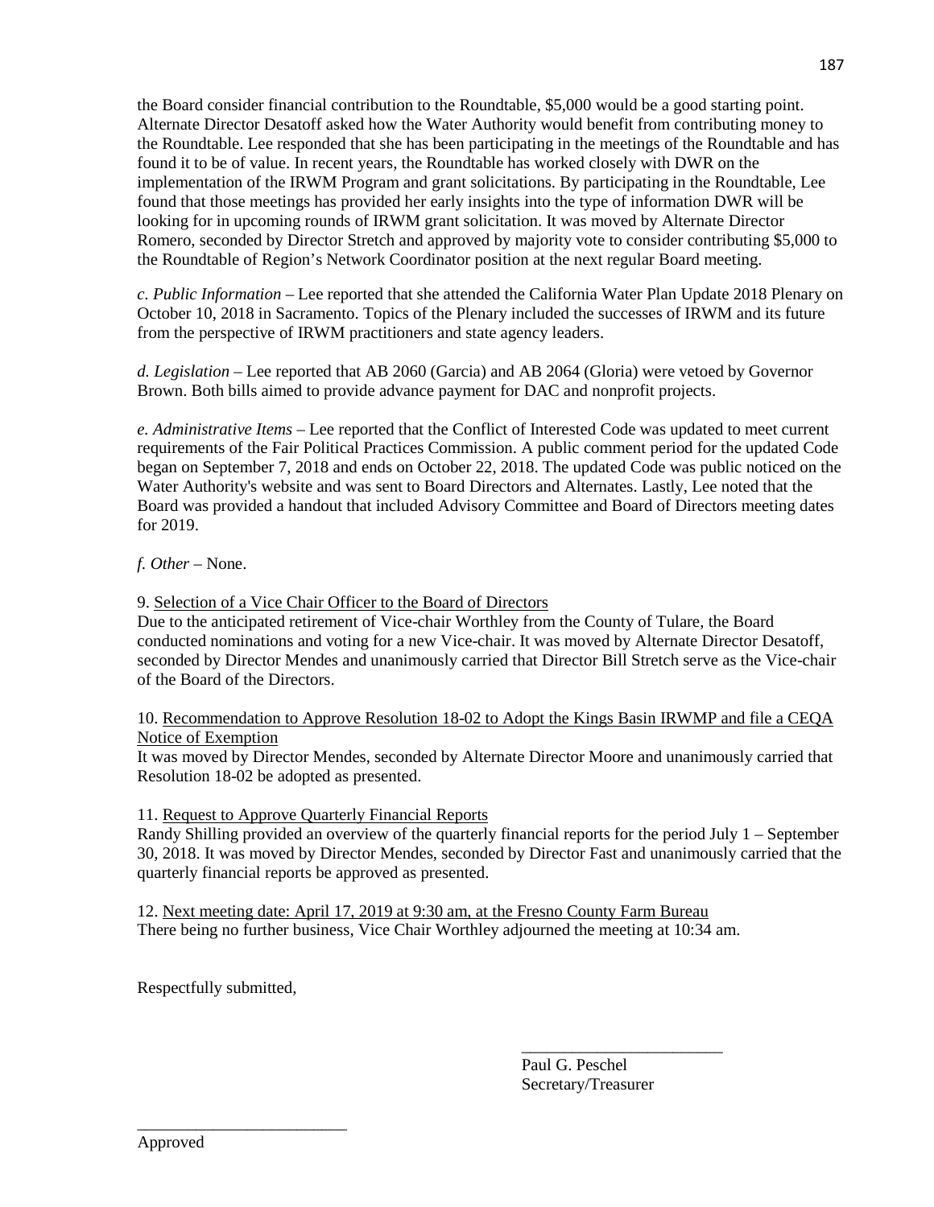the Board consider financial contribution to the Roundtable, $5,000 would be a good starting point. Alternate Director Desatoff asked how the Water Authority would benefit from contributing money to the Roundtable. Lee responded that she has been participating in the meetings of the Roundtable and has found it to be of value. In recent years, the Roundtable has worked closely with DWR on the implementation of the IRWM Program and grant solicitations. By participating in the Roundtable, Lee found that those meetings has provided her early insights into the type of information DWR will be looking for in upcoming rounds of IRWM grant solicitation. It was moved by Alternate Director Romero, seconded by Director Stretch and approved by majority vote to consider contributing $5,000 to the Roundtable of Region's Network Coordinator position at the next regular Board meeting.

*c. Public Information* – Lee reported that she attended the California Water Plan Update 2018 Plenary on October 10, 2018 in Sacramento. Topics of the Plenary included the successes of IRWM and its future from the perspective of IRWM practitioners and state agency leaders.

*d. Legislation* – Lee reported that AB 2060 (Garcia) and AB 2064 (Gloria) were vetoed by Governor Brown. Both bills aimed to provide advance payment for DAC and nonprofit projects.

*e. Administrative Items* – Lee reported that the Conflict of Interested Code was updated to meet current requirements of the Fair Political Practices Commission. A public comment period for the updated Code began on September 7, 2018 and ends on October 22, 2018. The updated Code was public noticed on the Water Authority's website and was sent to Board Directors and Alternates. Lastly, Lee noted that the Board was provided a handout that included Advisory Committee and Board of Directors meeting dates for 2019.

*f. Other* – None.

9. <u>Selection of a Vice Chair Officer to the Board of Directors</u>
Due to the anticipated retirement of Vice-chair Worthley from the County of Tulare, the Board conducted nominations and voting for a new Vice-chair. It was moved by Alternate Director Desatoff, seconded by Director Mendes and unanimously carried that Director Bill Stretch serve as the Vice-chair of the Board of the Directors.

10. <u>Recommendation to Approve Resolution 18-02 to Adopt the Kings Basin IRWMP and file a CEQA Notice of Exemption</u>
It was moved by Director Mendes, seconded by Alternate Director Moore and unanimously carried that Resolution 18-02 be adopted as presented.

11. <u>Request to Approve Quarterly Financial Reports</u>
Randy Shilling provided an overview of the quarterly financial reports for the period July 1 – September 30, 2018. It was moved by Director Mendes, seconded by Director Fast and unanimously carried that the quarterly financial reports be approved as presented.

12. <u>Next meeting date: April 17, 2019 at 9:30 am, at the Fresno County Farm Bureau</u>
There being no further business, Vice Chair Worthley adjourned the meeting at 10:34 am.

Respectfully submitted,

\_\_\_\_\_\_\_\_\_\_\_\_\_\_\_\_\_\_\_\_\_\_\_\_\_
Paul G. Peschel
Secretary/Treasurer

\_\_\_\_\_\_\_\_\_\_\_\_\_\_\_\_\_\_\_\_\_\_\_\_\_
Approved